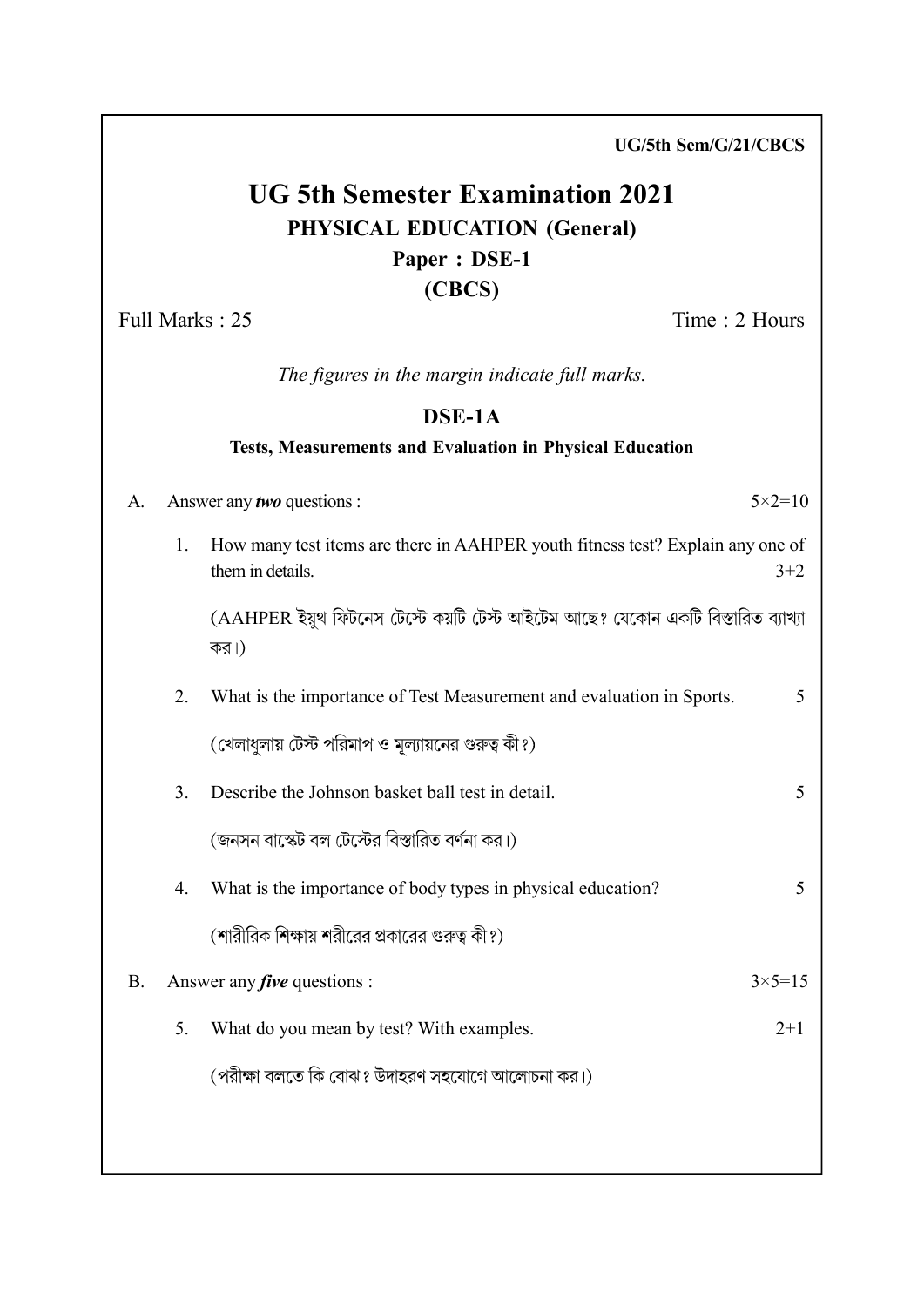UG/5th Sem/G/21/CBCS

# UG 5th Semester Examination 2021

## PHYSICAL EDUCATION (General)

## Paper : DSE-1

## (CBCS)

Full Marks : 25 Time : 2 Hours

*The figures in the margin indicate full marks.*

## DSE-1A

### Tests, Measurements and Evaluation in Physical Education

A. Answer any ***two*** questions : 5×2=10

1. How many test items are there in AAHPER youth fitness test? Explain any one of them in details. 3+2

   (AAHPER ইয়ুথ ফিটনেস টেস্টে কয়টি টেস্ট আইটেম আছে? যেকোন একটি বিস্তারিত ব্যাখ্যা কর।)

2. What is the importance of Test Measurement and evaluation in Sports. 5

   (খেলাধুলায় টেস্ট পরিমাপ ও মূল্যায়নের গুরুত্ব কী?)

3. Describe the Johnson basket ball test in detail. 5

   (জনসন বাস্কেট বল টেস্টের বিস্তারিত বর্ণনা কর।)

4. What is the importance of body types in physical education? 5

   (শারীরিক শিক্ষায় শরীরের প্রকারের গুরুত্ব কী?)

B. Answer any ***five*** questions : 3×5=15

5. What do you mean by test? With examples. 2+1

   (পরীক্ষা বলতে কি বোঝ? উদাহরণ সহযোগে আলোচনা কর।)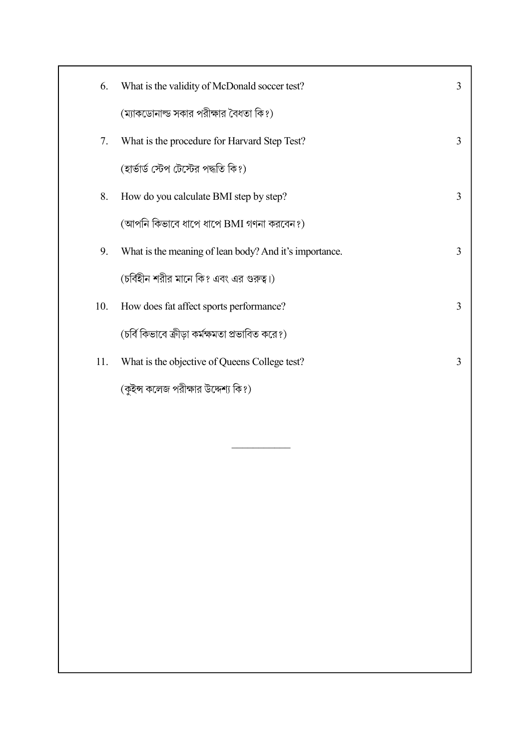6. What is the validity of McDonald soccer test? 3

   (ম্যাকডোনাল্ড সকার পরীক্ষার বৈধতা কি?)

7. What is the procedure for Harvard Step Test? 3

   (হার্ভার্ড স্টেপ টেস্টের পদ্ধতি কি?)

8. How do you calculate BMI step by step? 3

   (আপনি কিভাবে ধাপে ধাপে BMI গণনা করবেন?)

9. What is the meaning of lean body? And it's importance. 3

   (চর্বিহীন শরীর মানে কি? এবং এর গুরুত্ব।)

10. How does fat affect sports performance? 3

    (চর্বি কিভাবে ক্রীড়া কর্মক্ষমতা প্রভাবিত করে?)

11. What is the objective of Queens College test? 3

    (কুইন্স কলেজ পরীক্ষার উদ্দেশ্য কি?)

---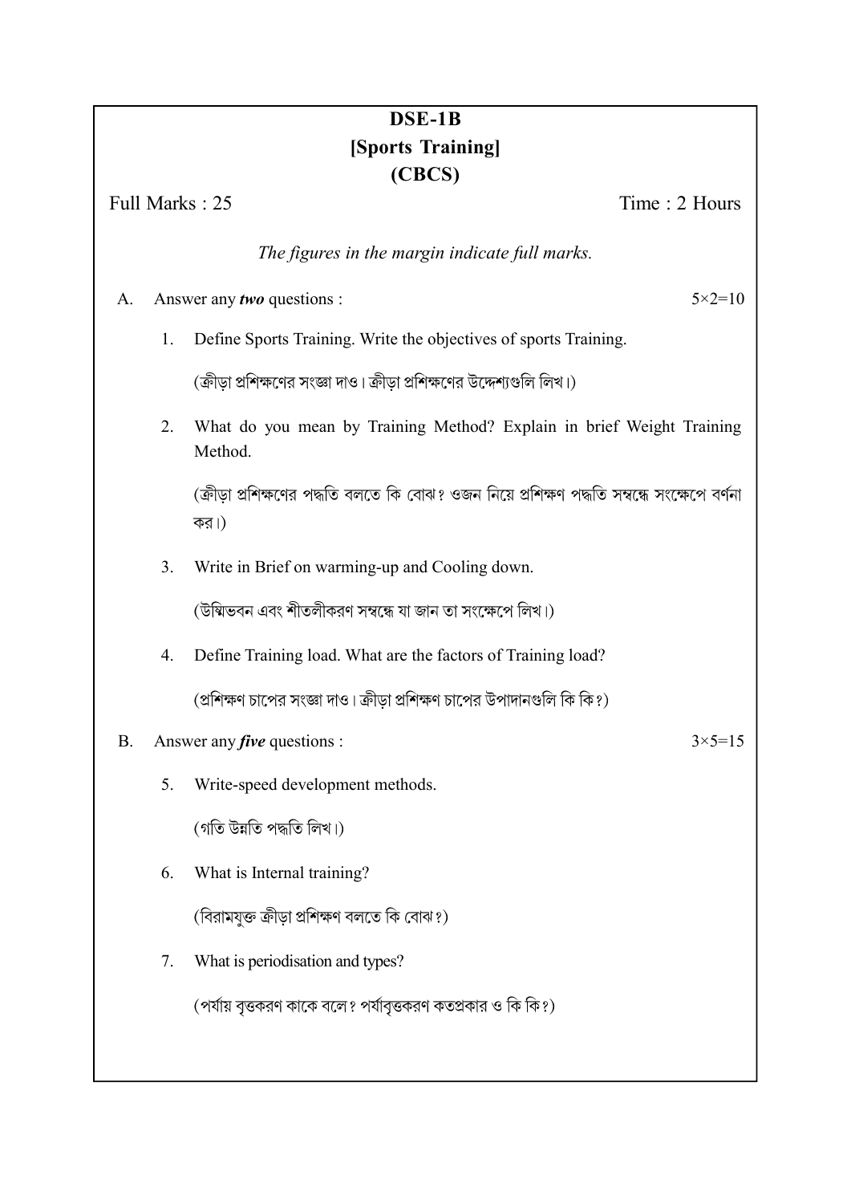# DSE-1B
## [Sports Training]
## (CBCS)

Full Marks : 25 Time : 2 Hours

*The figures in the margin indicate full marks.*

A. Answer any ***two*** questions : 5×2=10

1. Define Sports Training. Write the objectives of sports Training.

   (ক্রীড়া প্রশিক্ষণের সংজ্ঞা দাও। ক্রীড়া প্রশিক্ষণের উদ্দেশ্যগুলি লিখ।)

2. What do you mean by Training Method? Explain in brief Weight Training Method.

   (ক্রীড়া প্রশিক্ষণের পদ্ধতি বলতে কি বোঝ? ওজন নিয়ে প্রশিক্ষণ পদ্ধতি সম্বন্ধে সংক্ষেপে বর্ণনা কর।)

3. Write in Brief on warming-up and Cooling down.

   (উষ্মিভবন এবং শীতলীকরণ সম্বন্ধে যা জান তা সংক্ষেপে লিখ।)

4. Define Training load. What are the factors of Training load?

   (প্রশিক্ষণ চাপের সংজ্ঞা দাও। ক্রীড়া প্রশিক্ষণ চাপের উপাদানগুলি কি কি?)

B. Answer any ***five*** questions : 3×5=15

5. Write-speed development methods.

   (গতি উন্নতি পদ্ধতি লিখ।)

6. What is Internal training?

   (বিরামযুক্ত ক্রীড়া প্রশিক্ষণ বলতে কি বোঝ?)

7. What is periodisation and types?

   (পর্যায় বৃত্তকরণ কাকে বলে? পর্যাবৃত্তকরণ কতপ্রকার ও কি কি?)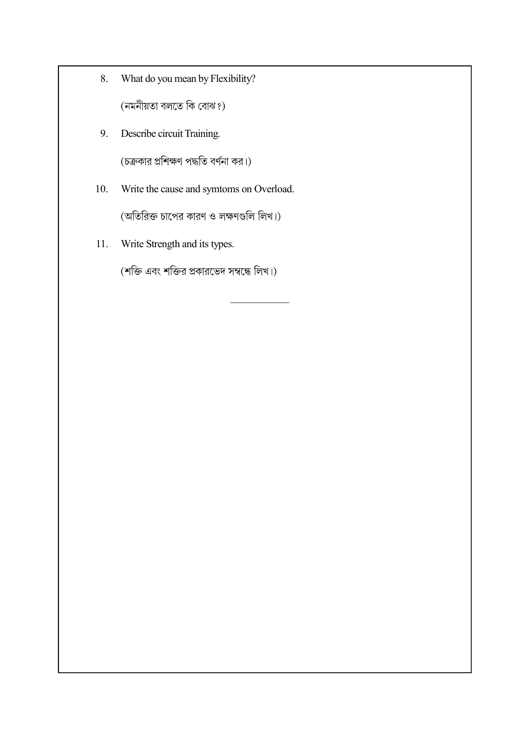8. What do you mean by Flexibility?

   (নমনীয়তা বলতে কি বোঝ?)

9. Describe circuit Training.

   (চক্রকার প্রশিক্ষণ পদ্ধতি বর্ণনা কর।)

10. Write the cause and symtoms on Overload.

    (অতিরিক্ত চাপের কারণ ও লক্ষণগুলি লিখ।)

11. Write Strength and its types.

    (শক্তি এবং শক্তির প্রকারভেদ সম্বন্ধে লিখ।)

---